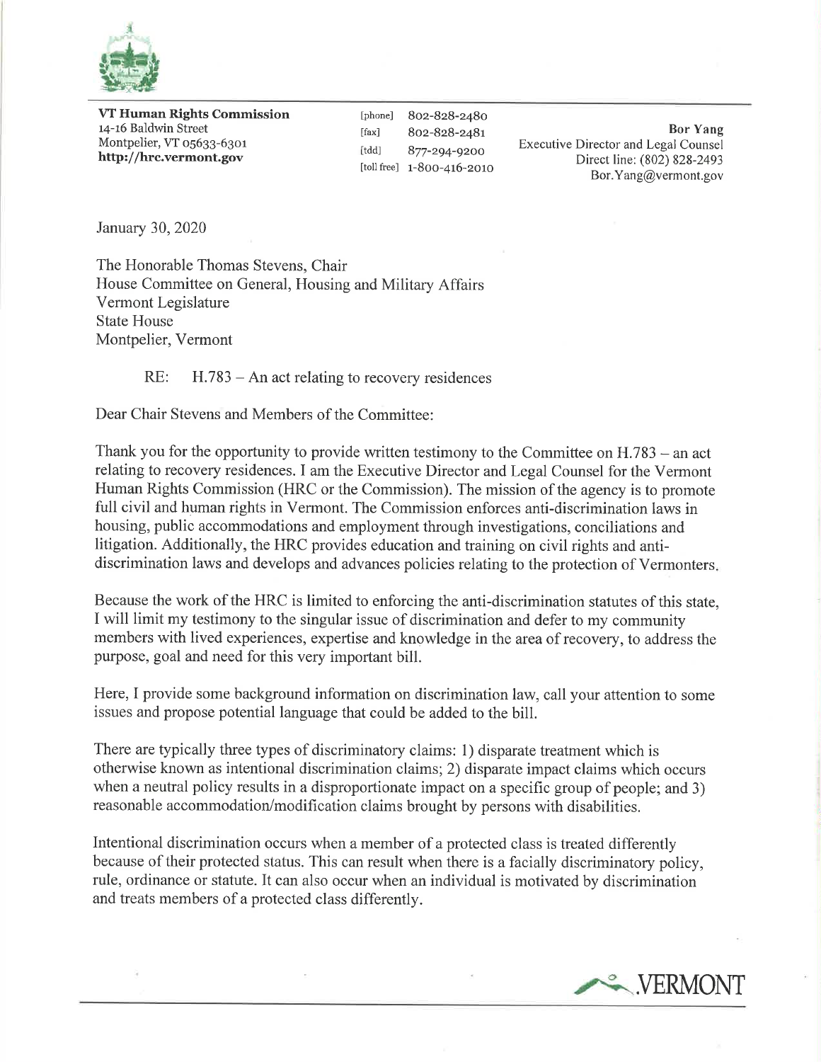**VT Human Rights Commission**
14-16 Baldwin Street
Montpelier, VT 05633-6301
**http://hrc.vermont.gov**

[phone] 802-828-2480
[fax] 802-828-2481
[tdd] 877-294-9200
[toll free] 1-800-416-2010

**Bor Yang**
Executive Director and Legal Counsel
Direct line: (802) 828-2493
Bor.Yang@vermont.gov

January 30, 2020

The Honorable Thomas Stevens, Chair
House Committee on General, Housing and Military Affairs
Vermont Legislature
State House
Montpelier, Vermont

RE: H.783 – An act relating to recovery residences

Dear Chair Stevens and Members of the Committee:

Thank you for the opportunity to provide written testimony to the Committee on H.783 – an act relating to recovery residences. I am the Executive Director and Legal Counsel for the Vermont Human Rights Commission (HRC or the Commission). The mission of the agency is to promote full civil and human rights in Vermont. The Commission enforces anti-discrimination laws in housing, public accommodations and employment through investigations, conciliations and litigation. Additionally, the HRC provides education and training on civil rights and anti-discrimination laws and develops and advances policies relating to the protection of Vermonters.

Because the work of the HRC is limited to enforcing the anti-discrimination statutes of this state, I will limit my testimony to the singular issue of discrimination and defer to my community members with lived experiences, expertise and knowledge in the area of recovery, to address the purpose, goal and need for this very important bill.

Here, I provide some background information on discrimination law, call your attention to some issues and propose potential language that could be added to the bill.

There are typically three types of discriminatory claims: 1) disparate treatment which is otherwise known as intentional discrimination claims; 2) disparate impact claims which occurs when a neutral policy results in a disproportionate impact on a specific group of people; and 3) reasonable accommodation/modification claims brought by persons with disabilities.

Intentional discrimination occurs when a member of a protected class is treated differently because of their protected status. This can result when there is a facially discriminatory policy, rule, ordinance or statute. It can also occur when an individual is motivated by discrimination and treats members of a protected class differently.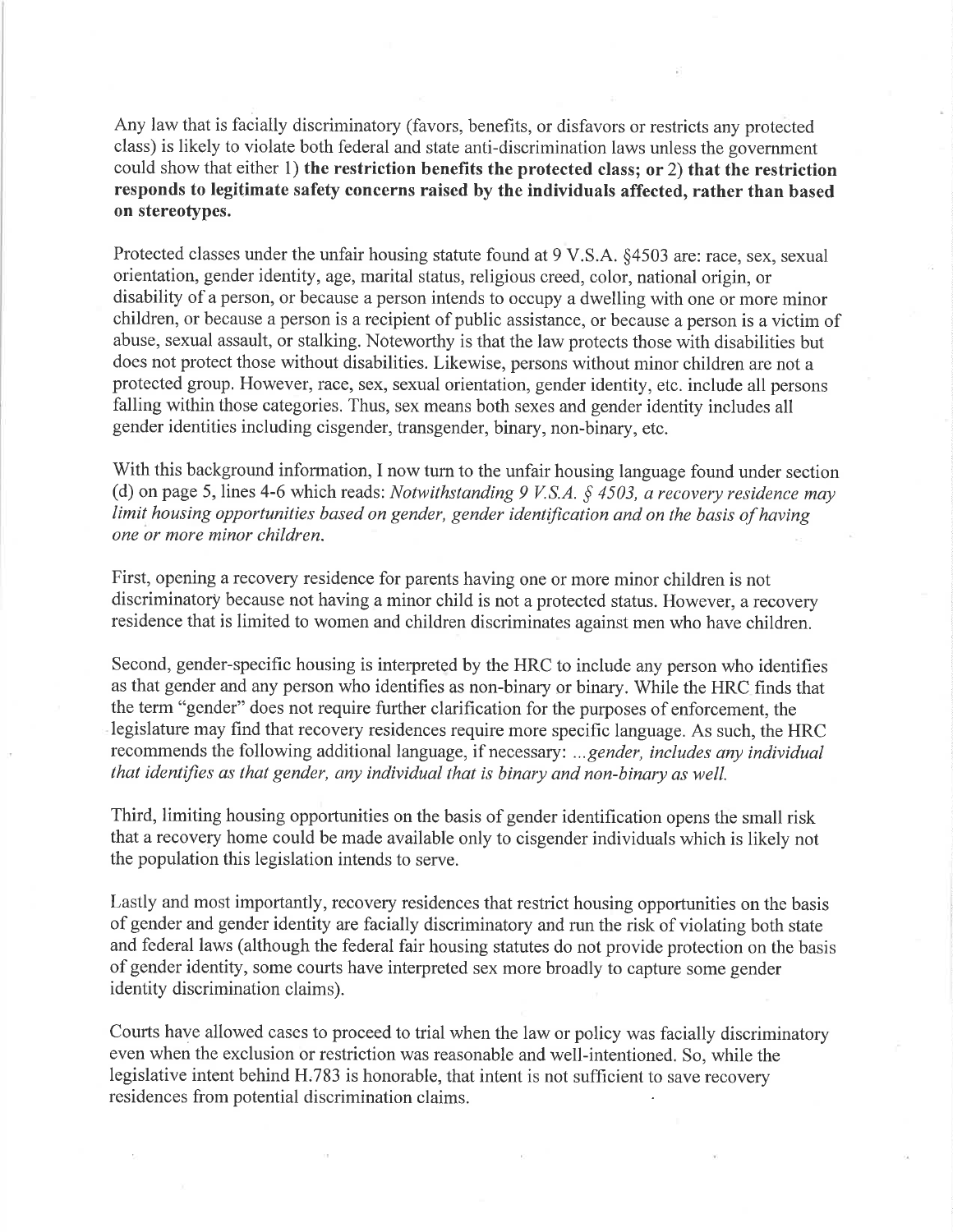Any law that is facially discriminatory (favors, benefits, or disfavors or restricts any protected class) is likely to violate both federal and state anti-discrimination laws unless the government could show that either 1) **the restriction benefits the protected class; or** 2) **that the restriction responds to legitimate safety concerns raised by the individuals affected, rather than based on stereotypes.**

Protected classes under the unfair housing statute found at 9 V.S.A. §4503 are: race, sex, sexual orientation, gender identity, age, marital status, religious creed, color, national origin, or disability of a person, or because a person intends to occupy a dwelling with one or more minor children, or because a person is a recipient of public assistance, or because a person is a victim of abuse, sexual assault, or stalking. Noteworthy is that the law protects those with disabilities but does not protect those without disabilities. Likewise, persons without minor children are not a protected group. However, race, sex, sexual orientation, gender identity, etc. include all persons falling within those categories. Thus, sex means both sexes and gender identity includes all gender identities including cisgender, transgender, binary, non-binary, etc.

With this background information, I now turn to the unfair housing language found under section (d) on page 5, lines 4-6 which reads: *Notwithstanding 9 V.S.A. § 4503, a recovery residence may limit housing opportunities based on gender, gender identification and on the basis of having one or more minor children.*

First, opening a recovery residence for parents having one or more minor children is not discriminatory because not having a minor child is not a protected status. However, a recovery residence that is limited to women and children discriminates against men who have children.

Second, gender-specific housing is interpreted by the HRC to include any person who identifies as that gender and any person who identifies as non-binary or binary. While the HRC finds that the term "gender" does not require further clarification for the purposes of enforcement, the legislature may find that recovery residences require more specific language. As such, the HRC recommends the following additional language, if necessary: *...gender, includes any individual that identifies as that gender, any individual that is binary and non-binary as well.*

Third, limiting housing opportunities on the basis of gender identification opens the small risk that a recovery home could be made available only to cisgender individuals which is likely not the population this legislation intends to serve.

Lastly and most importantly, recovery residences that restrict housing opportunities on the basis of gender and gender identity are facially discriminatory and run the risk of violating both state and federal laws (although the federal fair housing statutes do not provide protection on the basis of gender identity, some courts have interpreted sex more broadly to capture some gender identity discrimination claims).

Courts have allowed cases to proceed to trial when the law or policy was facially discriminatory even when the exclusion or restriction was reasonable and well-intentioned. So, while the legislative intent behind H.783 is honorable, that intent is not sufficient to save recovery residences from potential discrimination claims.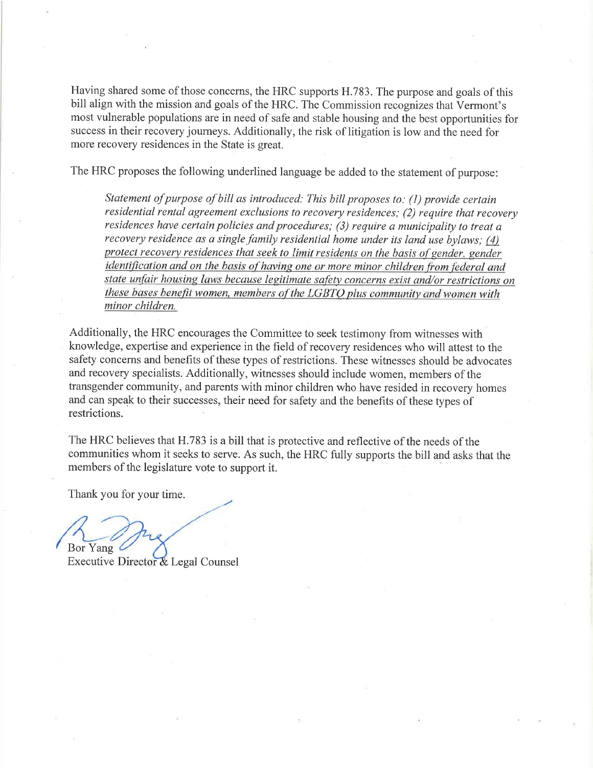Having shared some of those concerns, the HRC supports H.783. The purpose and goals of this bill align with the mission and goals of the HRC. The Commission recognizes that Vermont's most vulnerable populations are in need of safe and stable housing and the best opportunities for success in their recovery journeys. Additionally, the risk of litigation is low and the need for more recovery residences in the State is great.

The HRC proposes the following underlined language be added to the statement of purpose:

> *Statement of purpose of bill as introduced: This bill proposes to: (1) provide certain residential rental agreement exclusions to recovery residences; (2) require that recovery residences have certain policies and procedures; (3) require a municipality to treat a recovery residence as a single family residential home under its land use bylaws;* <u>*(4) protect recovery residences that seek to limit residents on the basis of gender, gender identification and on the basis of having one or more minor children from federal and state unfair housing laws because legitimate safety concerns exist and/or restrictions on these bases benefit women, members of the LGBTQ plus community and women with minor children.*</u>

Additionally, the HRC encourages the Committee to seek testimony from witnesses with knowledge, expertise and experience in the field of recovery residences who will attest to the safety concerns and benefits of these types of restrictions. These witnesses should be advocates and recovery specialists. Additionally, witnesses should include women, members of the transgender community, and parents with minor children who have resided in recovery homes and can speak to their successes, their need for safety and the benefits of these types of restrictions.

The HRC believes that H.783 is a bill that is protective and reflective of the needs of the communities whom it seeks to serve. As such, the HRC fully supports the bill and asks that the members of the legislature vote to support it.

Thank you for your time.

Bor Yang
Executive Director & Legal Counsel